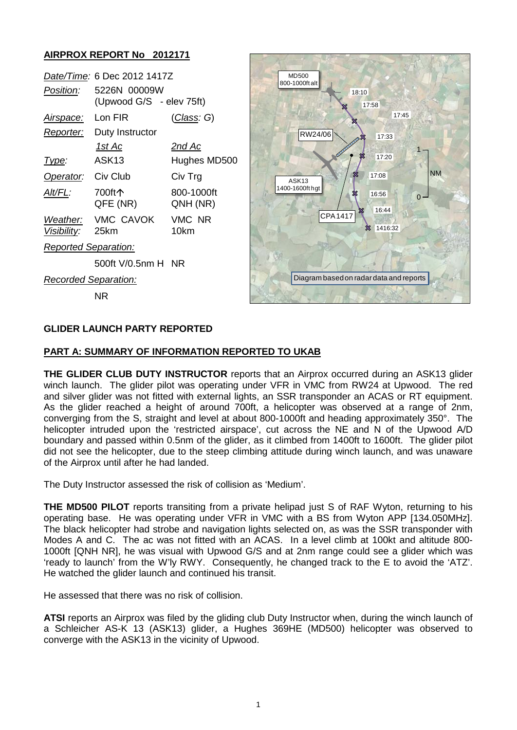## AIRPROX REPORT No 2012171

| | | |
|---|---|---|
| *Date/Time:* | 6 Dec 2012 1417Z | |
| *Position:* | 5226N 00009W (Upwood G/S - elev 75ft) | |
| *Airspace:* | Lon FIR | (*Class:* G) |
| *Reporter:* | Duty Instructor | |
| | *1st Ac* | *2nd Ac* |
| *Type:* | ASK13 | Hughes MD500 |
| *Operator:* | Civ Club | Civ Trg |
| *Alt/FL:* | 700ft↑ QFE (NR) | 800-1000ft QNH (NR) |
| *Weather:* | VMC CAVOK | VMC NR |
| *Visibility:* | 25km | 10km |
| *Reported Separation:* | | |
| | 500ft V/0.5nm H | NR |
| *Recorded Separation:* | | |
| | NR | |

MD500 800-1000ft alt

18:10
17:58
17:45
RW24/06
17:33
17:20
17:08
ASK13 1400-1600ft hgt
16:56
16:44
CPA1417
1416:32
1 NM 0

Diagram based on radar data and reports

### GLIDER LAUNCH PARTY REPORTED

### PART A: SUMMARY OF INFORMATION REPORTED TO UKAB

**THE GLIDER CLUB DUTY INSTRUCTOR** reports that an Airprox occurred during an ASK13 glider winch launch. The glider pilot was operating under VFR in VMC from RW24 at Upwood. The red and silver glider was not fitted with external lights, an SSR transponder an ACAS or RT equipment. As the glider reached a height of around 700ft, a helicopter was observed at a range of 2nm, converging from the S, straight and level at about 800-1000ft and heading approximately 350°. The helicopter intruded upon the 'restricted airspace', cut across the NE and N of the Upwood A/D boundary and passed within 0.5nm of the glider, as it climbed from 1400ft to 1600ft. The glider pilot did not see the helicopter, due to the steep climbing attitude during winch launch, and was unaware of the Airprox until after he had landed.

The Duty Instructor assessed the risk of collision as 'Medium'.

**THE MD500 PILOT** reports transiting from a private helipad just S of RAF Wyton, returning to his operating base. He was operating under VFR in VMC with a BS from Wyton APP [134.050MHz]. The black helicopter had strobe and navigation lights selected on, as was the SSR transponder with Modes A and C. The ac was not fitted with an ACAS. In a level climb at 100kt and altitude 800-1000ft [QNH NR], he was visual with Upwood G/S and at 2nm range could see a glider which was 'ready to launch' from the W'ly RWY. Consequently, he changed track to the E to avoid the 'ATZ'. He watched the glider launch and continued his transit.

He assessed that there was no risk of collision.

**ATSI** reports an Airprox was filed by the gliding club Duty Instructor when, during the winch launch of a Schleicher AS-K 13 (ASK13) glider, a Hughes 369HE (MD500) helicopter was observed to converge with the ASK13 in the vicinity of Upwood.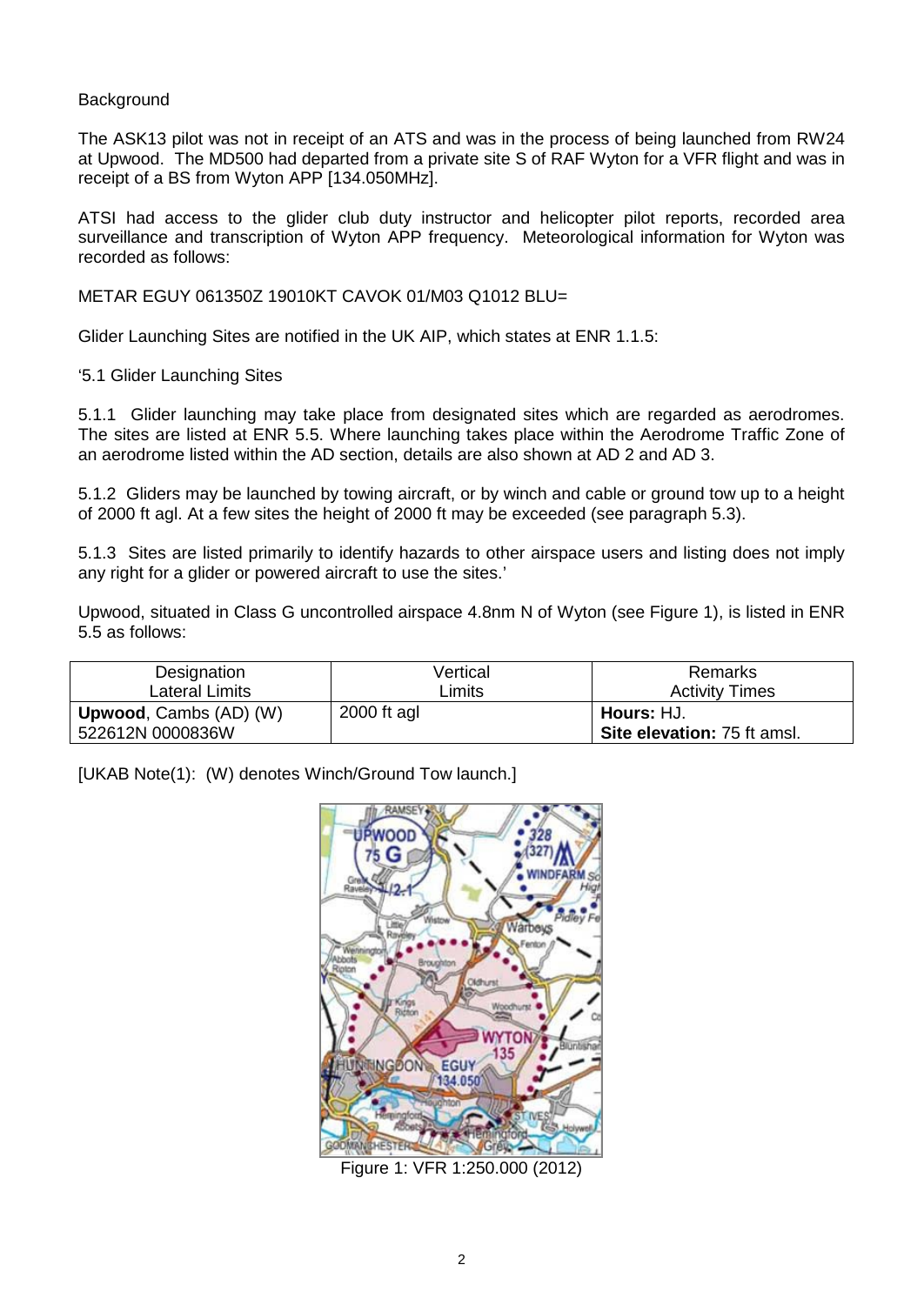Background

The ASK13 pilot was not in receipt of an ATS and was in the process of being launched from RW24 at Upwood. The MD500 had departed from a private site S of RAF Wyton for a VFR flight and was in receipt of a BS from Wyton APP [134.050MHz].

ATSI had access to the glider club duty instructor and helicopter pilot reports, recorded area surveillance and transcription of Wyton APP frequency. Meteorological information for Wyton was recorded as follows:

METAR EGUY 061350Z 19010KT CAVOK 01/M03 Q1012 BLU=

Glider Launching Sites are notified in the UK AIP, which states at ENR 1.1.5:

'5.1 Glider Launching Sites

5.1.1 Glider launching may take place from designated sites which are regarded as aerodromes. The sites are listed at ENR 5.5. Where launching takes place within the Aerodrome Traffic Zone of an aerodrome listed within the AD section, details are also shown at AD 2 and AD 3.

5.1.2 Gliders may be launched by towing aircraft, or by winch and cable or ground tow up to a height of 2000 ft agl. At a few sites the height of 2000 ft may be exceeded (see paragraph 5.3).

5.1.3 Sites are listed primarily to identify hazards to other airspace users and listing does not imply any right for a glider or powered aircraft to use the sites.'

Upwood, situated in Class G uncontrolled airspace 4.8nm N of Wyton (see Figure 1), is listed in ENR 5.5 as follows:

| Designation<br>Lateral Limits | Vertical<br>Limits | Remarks<br>Activity Times |
|---|---|---|
| **Upwood**, Cambs (AD) (W)<br>522612N 0000836W | 2000 ft agl | **Hours:** HJ.<br>**Site elevation:** 75 ft amsl. |

[UKAB Note(1): (W) denotes Winch/Ground Tow launch.]

Figure 1: VFR 1:250.000 (2012)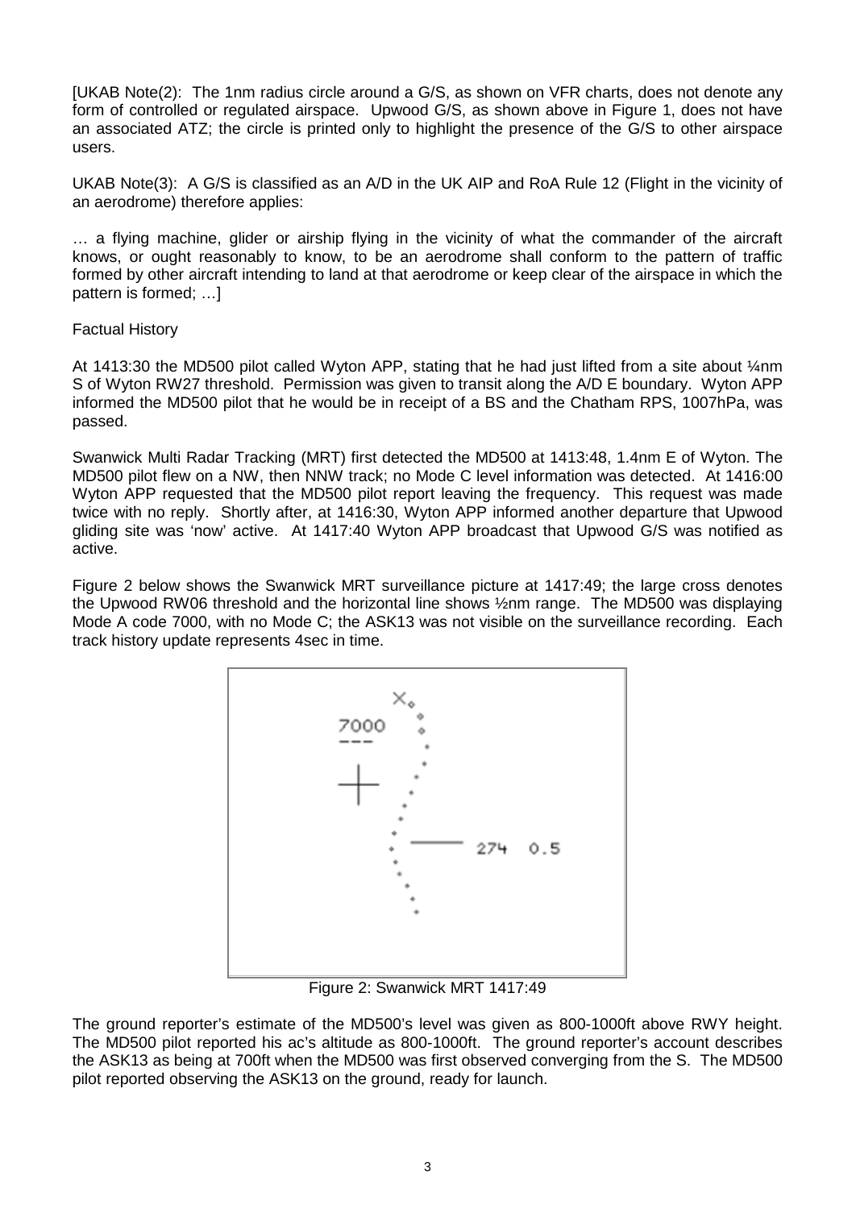[UKAB Note(2): The 1nm radius circle around a G/S, as shown on VFR charts, does not denote any form of controlled or regulated airspace. Upwood G/S, as shown above in Figure 1, does not have an associated ATZ; the circle is printed only to highlight the presence of the G/S to other airspace users.

UKAB Note(3): A G/S is classified as an A/D in the UK AIP and RoA Rule 12 (Flight in the vicinity of an aerodrome) therefore applies:

… a flying machine, glider or airship flying in the vicinity of what the commander of the aircraft knows, or ought reasonably to know, to be an aerodrome shall conform to the pattern of traffic formed by other aircraft intending to land at that aerodrome or keep clear of the airspace in which the pattern is formed; …]

Factual History

At 1413:30 the MD500 pilot called Wyton APP, stating that he had just lifted from a site about ¼nm S of Wyton RW27 threshold. Permission was given to transit along the A/D E boundary. Wyton APP informed the MD500 pilot that he would be in receipt of a BS and the Chatham RPS, 1007hPa, was passed.

Swanwick Multi Radar Tracking (MRT) first detected the MD500 at 1413:48, 1.4nm E of Wyton. The MD500 pilot flew on a NW, then NNW track; no Mode C level information was detected. At 1416:00 Wyton APP requested that the MD500 pilot report leaving the frequency. This request was made twice with no reply. Shortly after, at 1416:30, Wyton APP informed another departure that Upwood gliding site was 'now' active. At 1417:40 Wyton APP broadcast that Upwood G/S was notified as active.

Figure 2 below shows the Swanwick MRT surveillance picture at 1417:49; the large cross denotes the Upwood RW06 threshold and the horizontal line shows ½nm range. The MD500 was displaying Mode A code 7000, with no Mode C; the ASK13 was not visible on the surveillance recording. Each track history update represents 4sec in time.

Figure 2: Swanwick MRT 1417:49

The ground reporter's estimate of the MD500's level was given as 800-1000ft above RWY height. The MD500 pilot reported his ac's altitude as 800-1000ft. The ground reporter's account describes the ASK13 as being at 700ft when the MD500 was first observed converging from the S. The MD500 pilot reported observing the ASK13 on the ground, ready for launch.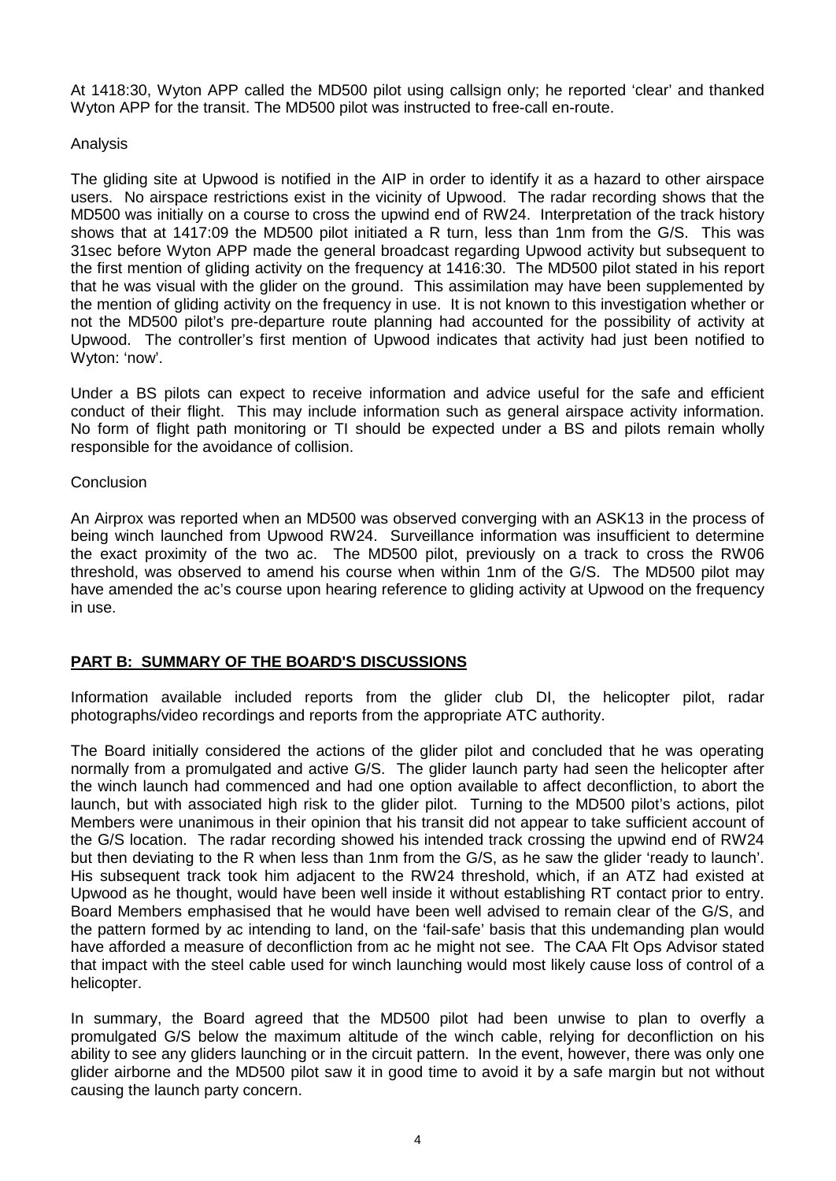At 1418:30, Wyton APP called the MD500 pilot using callsign only; he reported 'clear' and thanked Wyton APP for the transit. The MD500 pilot was instructed to free-call en-route.

Analysis

The gliding site at Upwood is notified in the AIP in order to identify it as a hazard to other airspace users. No airspace restrictions exist in the vicinity of Upwood. The radar recording shows that the MD500 was initially on a course to cross the upwind end of RW24. Interpretation of the track history shows that at 1417:09 the MD500 pilot initiated a R turn, less than 1nm from the G/S. This was 31sec before Wyton APP made the general broadcast regarding Upwood activity but subsequent to the first mention of gliding activity on the frequency at 1416:30. The MD500 pilot stated in his report that he was visual with the glider on the ground. This assimilation may have been supplemented by the mention of gliding activity on the frequency in use. It is not known to this investigation whether or not the MD500 pilot's pre-departure route planning had accounted for the possibility of activity at Upwood. The controller's first mention of Upwood indicates that activity had just been notified to Wyton: 'now'.

Under a BS pilots can expect to receive information and advice useful for the safe and efficient conduct of their flight. This may include information such as general airspace activity information. No form of flight path monitoring or TI should be expected under a BS and pilots remain wholly responsible for the avoidance of collision.

Conclusion

An Airprox was reported when an MD500 was observed converging with an ASK13 in the process of being winch launched from Upwood RW24. Surveillance information was insufficient to determine the exact proximity of the two ac. The MD500 pilot, previously on a track to cross the RW06 threshold, was observed to amend his course when within 1nm of the G/S. The MD500 pilot may have amended the ac's course upon hearing reference to gliding activity at Upwood on the frequency in use.

## PART B: SUMMARY OF THE BOARD'S DISCUSSIONS

Information available included reports from the glider club DI, the helicopter pilot, radar photographs/video recordings and reports from the appropriate ATC authority.

The Board initially considered the actions of the glider pilot and concluded that he was operating normally from a promulgated and active G/S. The glider launch party had seen the helicopter after the winch launch had commenced and had one option available to affect deconfliction, to abort the launch, but with associated high risk to the glider pilot. Turning to the MD500 pilot's actions, pilot Members were unanimous in their opinion that his transit did not appear to take sufficient account of the G/S location. The radar recording showed his intended track crossing the upwind end of RW24 but then deviating to the R when less than 1nm from the G/S, as he saw the glider 'ready to launch'. His subsequent track took him adjacent to the RW24 threshold, which, if an ATZ had existed at Upwood as he thought, would have been well inside it without establishing RT contact prior to entry. Board Members emphasised that he would have been well advised to remain clear of the G/S, and the pattern formed by ac intending to land, on the 'fail-safe' basis that this undemanding plan would have afforded a measure of deconfliction from ac he might not see. The CAA Flt Ops Advisor stated that impact with the steel cable used for winch launching would most likely cause loss of control of a helicopter.

In summary, the Board agreed that the MD500 pilot had been unwise to plan to overfly a promulgated G/S below the maximum altitude of the winch cable, relying for deconfliction on his ability to see any gliders launching or in the circuit pattern. In the event, however, there was only one glider airborne and the MD500 pilot saw it in good time to avoid it by a safe margin but not without causing the launch party concern.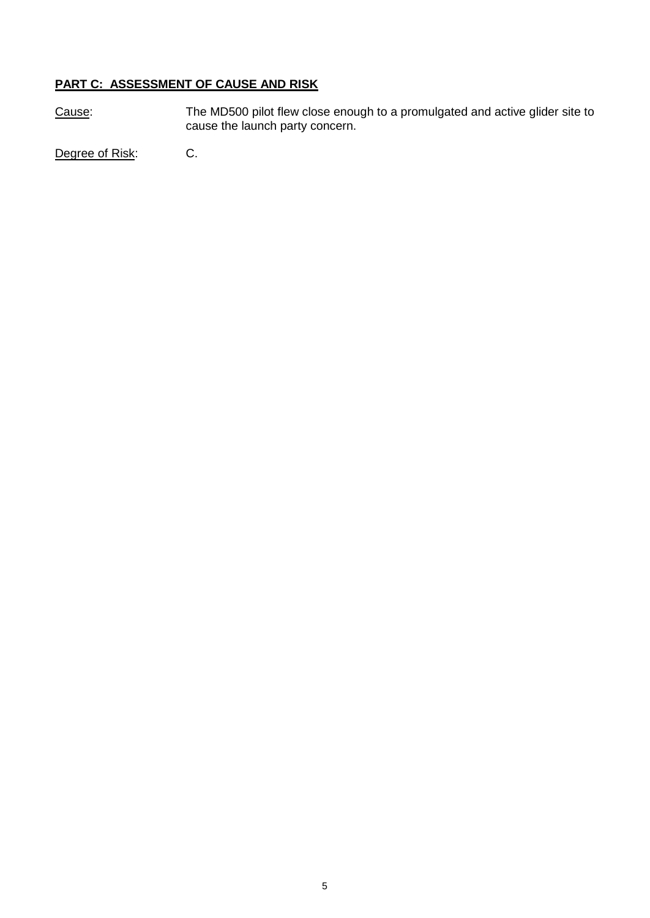## **PART C: ASSESSMENT OF CAUSE AND RISK**

Cause: The MD500 pilot flew close enough to a promulgated and active glider site to cause the launch party concern.

Degree of Risk: C.